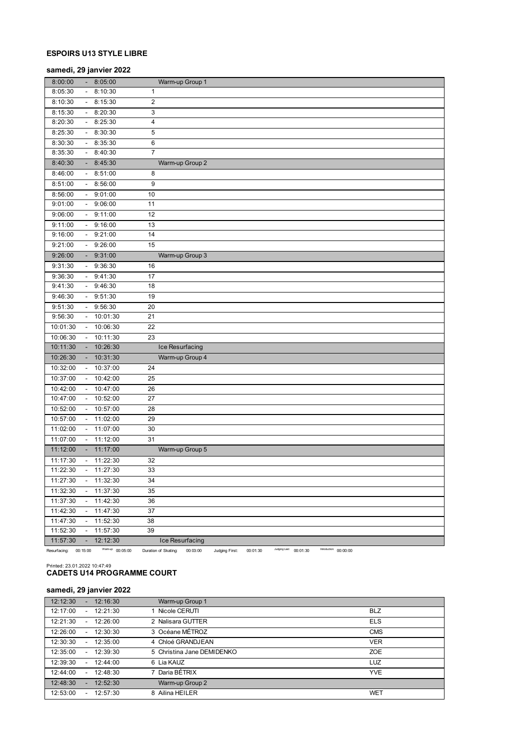**ESPOIRS U13 STYLE LIBRE**

**samedi, 29 janvier 2022**

| Start | | End | No. | |
|---|---|---|---|---|
| 8:00:00 | - | 8:05:00 | | Warm-up Group 1 |
| 8:05:30 | - | 8:10:30 | 1 | |
| 8:10:30 | - | 8:15:30 | 2 | |
| 8:15:30 | - | 8:20:30 | 3 | |
| 8:20:30 | - | 8:25:30 | 4 | |
| 8:25:30 | - | 8:30:30 | 5 | |
| 8:30:30 | - | 8:35:30 | 6 | |
| 8:35:30 | - | 8:40:30 | 7 | |
| 8:40:30 | - | 8:45:30 | | Warm-up Group 2 |
| 8:46:00 | - | 8:51:00 | 8 | |
| 8:51:00 | - | 8:56:00 | 9 | |
| 8:56:00 | - | 9:01:00 | 10 | |
| 9:01:00 | - | 9:06:00 | 11 | |
| 9:06:00 | - | 9:11:00 | 12 | |
| 9:11:00 | - | 9:16:00 | 13 | |
| 9:16:00 | - | 9:21:00 | 14 | |
| 9:21:00 | - | 9:26:00 | 15 | |
| 9:26:00 | - | 9:31:00 | | Warm-up Group 3 |
| 9:31:30 | - | 9:36:30 | 16 | |
| 9:36:30 | - | 9:41:30 | 17 | |
| 9:41:30 | - | 9:46:30 | 18 | |
| 9:46:30 | - | 9:51:30 | 19 | |
| 9:51:30 | - | 9:56:30 | 20 | |
| 9:56:30 | - | 10:01:30 | 21 | |
| 10:01:30 | - | 10:06:30 | 22 | |
| 10:06:30 | - | 10:11:30 | 23 | |
| 10:11:30 | - | 10:26:30 | | Ice Resurfacing |
| 10:26:30 | - | 10:31:30 | | Warm-up Group 4 |
| 10:32:00 | - | 10:37:00 | 24 | |
| 10:37:00 | - | 10:42:00 | 25 | |
| 10:42:00 | - | 10:47:00 | 26 | |
| 10:47:00 | - | 10:52:00 | 27 | |
| 10:52:00 | - | 10:57:00 | 28 | |
| 10:57:00 | - | 11:02:00 | 29 | |
| 11:02:00 | - | 11:07:00 | 30 | |
| 11:07:00 | - | 11:12:00 | 31 | |
| 11:12:00 | - | 11:17:00 | | Warm-up Group 5 |
| 11:17:30 | - | 11:22:30 | 32 | |
| 11:22:30 | - | 11:27:30 | 33 | |
| 11:27:30 | - | 11:32:30 | 34 | |
| 11:32:30 | - | 11:37:30 | 35 | |
| 11:37:30 | - | 11:42:30 | 36 | |
| 11:42:30 | - | 11:47:30 | 37 | |
| 11:47:30 | - | 11:52:30 | 38 | |
| 11:52:30 | - | 11:57:30 | 39 | |
| 11:57:30 | - | 12:12:30 | | Ice Resurfacing |

Resurfacing: 00:15:00 Warm-up: 00:05:00 Duration of Skating: 00:03:00 Judging First: 00:01:30 Judging Last: 00:01:30 Introduction: 00:00:00

Printed: 23.01.2022 10:47:49

**CADETS U14 PROGRAMME COURT**

**samedi, 29 janvier 2022**

| Start | | End | | Club |
|---|---|---|---|---|
| 12:12:30 | - | 12:16:30 | Warm-up Group 1 | |
| 12:17:00 | - | 12:21:30 | 1 Nicole CERUTI | BLZ |
| 12:21:30 | - | 12:26:00 | 2 Nalisara GUTTER | ELS |
| 12:26:00 | - | 12:30:30 | 3 Océane MÉTROZ | CMS |
| 12:30:30 | - | 12:35:00 | 4 Chloé GRANDJEAN | VER |
| 12:35:00 | - | 12:39:30 | 5 Christina Jane DEMIDENKO | ZOE |
| 12:39:30 | - | 12:44:00 | 6 Lia KAUZ | LUZ |
| 12:44:00 | - | 12:48:30 | 7 Daria BÉTRIX | YVE |
| 12:48:30 | - | 12:52:30 | Warm-up Group 2 | |
| 12:53:00 | - | 12:57:30 | 8 Ailina HEILER | WET |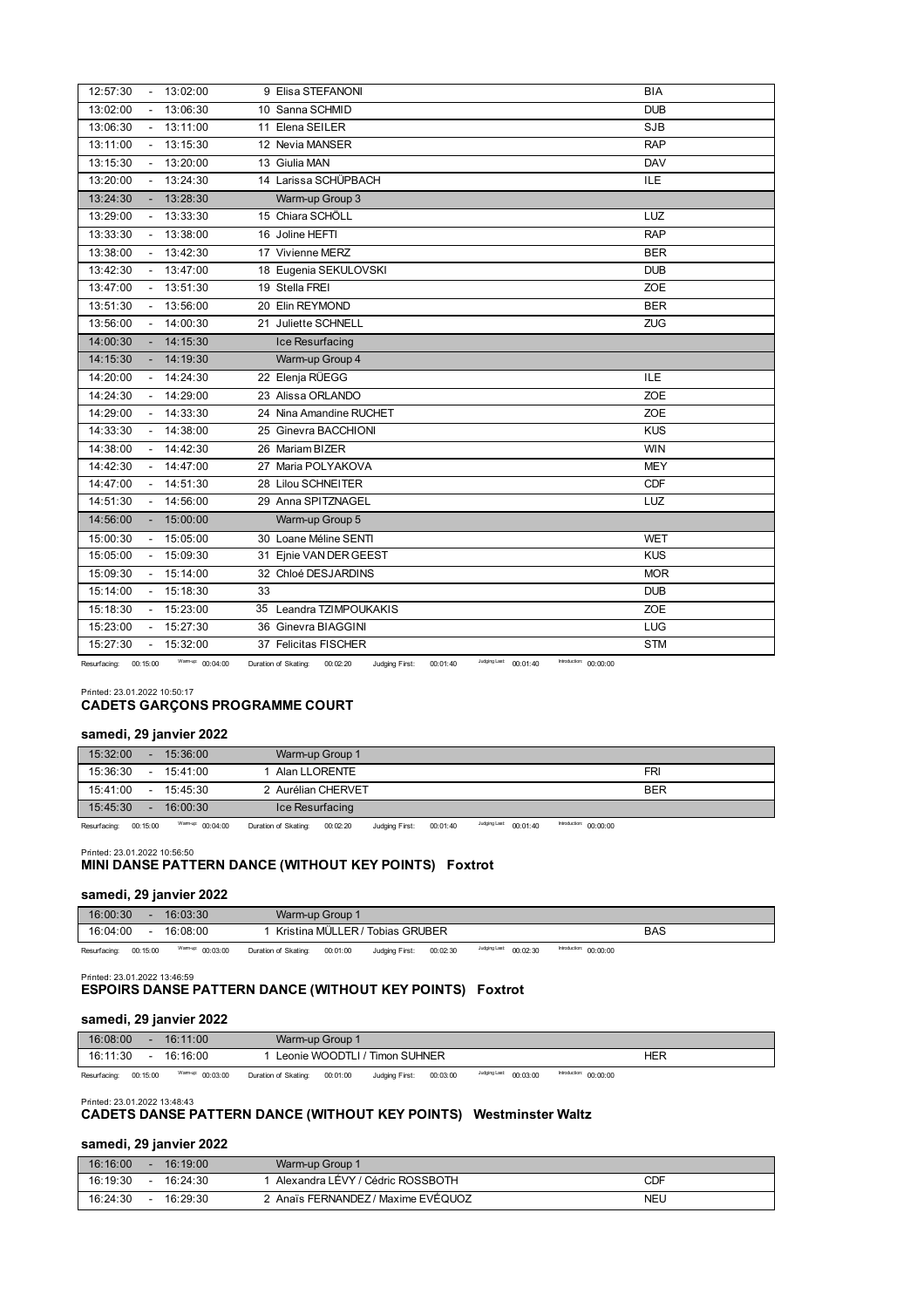| | | |
|---|---|---|
| 12:57:30 - 13:02:00 | 9 Elisa STEFANONI | BIA |
| 13:02:00 - 13:06:30 | 10 Sanna SCHMID | DUB |
| 13:06:30 - 13:11:00 | 11 Elena SEILER | SJB |
| 13:11:00 - 13:15:30 | 12 Nevia MANSER | RAP |
| 13:15:30 - 13:20:00 | 13 Giulia MAN | DAV |
| 13:20:00 - 13:24:30 | 14 Larissa SCHÜPBACH | ILE |
| 13:24:30 - 13:28:30 | Warm-up Group 3 | |
| 13:29:00 - 13:33:30 | 15 Chiara SCHÖLL | LUZ |
| 13:33:30 - 13:38:00 | 16 Joline HEFTI | RAP |
| 13:38:00 - 13:42:30 | 17 Vivienne MERZ | BER |
| 13:42:30 - 13:47:00 | 18 Eugenia SEKULOVSKI | DUB |
| 13:47:00 - 13:51:30 | 19 Stella FREI | ZOE |
| 13:51:30 - 13:56:00 | 20 Elin REYMOND | BER |
| 13:56:00 - 14:00:30 | 21 Juliette SCHNELL | ZUG |
| 14:00:30 - 14:15:30 | Ice Resurfacing | |
| 14:15:30 - 14:19:30 | Warm-up Group 4 | |
| 14:20:00 - 14:24:30 | 22 Elenja RÜEGG | ILE |
| 14:24:30 - 14:29:00 | 23 Alissa ORLANDO | ZOE |
| 14:29:00 - 14:33:30 | 24 Nina Amandine RUCHET | ZOE |
| 14:33:30 - 14:38:00 | 25 Ginevra BACCHIONI | KUS |
| 14:38:00 - 14:42:30 | 26 Mariam BIZER | WIN |
| 14:42:30 - 14:47:00 | 27 Maria POLYAKOVA | MEY |
| 14:47:00 - 14:51:30 | 28 Lilou SCHNEITER | CDF |
| 14:51:30 - 14:56:00 | 29 Anna SPITZNAGEL | LUZ |
| 14:56:00 - 15:00:00 | Warm-up Group 5 | |
| 15:00:30 - 15:05:00 | 30 Loane Méline SENTI | WET |
| 15:05:00 - 15:09:30 | 31 Ejnie VAN DER GEEST | KUS |
| 15:09:30 - 15:14:00 | 32 Chloé DESJARDINS | MOR |
| 15:14:00 - 15:18:30 | 33 | DUB |
| 15:18:30 - 15:23:00 | 35 Leandra TZIMPOUKAKIS | ZOE |
| 15:23:00 - 15:27:30 | 36 Ginevra BIAGGINI | LUG |
| 15:27:30 - 15:32:00 | 37 Felicitas FISCHER | STM |

Resurfacing: 00:15:00 Warm-up: 00:04:00 Duration of Skating: 00:02:20 Judging First: 00:01:40 Judging Last: 00:01:40 Introduction: 00:00:00

Printed: 23.01.2022 10:50:17

## CADETS GARÇONS PROGRAMME COURT

### samedi, 29 janvier 2022

| | | |
|---|---|---|
| 15:32:00 - 15:36:00 | Warm-up Group 1 | |
| 15:36:30 - 15:41:00 | 1 Alan LLORENTE | FRI |
| 15:41:00 - 15:45:30 | 2 Aurélian CHERVET | BER |
| 15:45:30 - 16:00:30 | Ice Resurfacing | |

Resurfacing: 00:15:00 Warm-up: 00:04:00 Duration of Skating: 00:02:20 Judging First: 00:01:40 Judging Last: 00:01:40 Introduction: 00:00:00

Printed: 23.01.2022 10:56:50

## MINI DANSE PATTERN DANCE (WITHOUT KEY POINTS) Foxtrot

### samedi, 29 janvier 2022

| | | |
|---|---|---|
| 16:00:30 - 16:03:30 | Warm-up Group 1 | |
| 16:04:00 - 16:08:00 | 1 Kristina MÜLLER / Tobias GRUBER | BAS |

Resurfacing: 00:15:00 Warm-up: 00:03:00 Duration of Skating: 00:01:00 Judging First: 00:02:30 Judging Last: 00:02:30 Introduction: 00:00:00

Printed: 23.01.2022 13:46:59

## ESPOIRS DANSE PATTERN DANCE (WITHOUT KEY POINTS) Foxtrot

### samedi, 29 janvier 2022

| | | |
|---|---|---|
| 16:08:00 - 16:11:00 | Warm-up Group 1 | |
| 16:11:30 - 16:16:00 | 1 Leonie WOODTLI / Timon SUHNER | HER |

Resurfacing: 00:15:00 Warm-up: 00:03:00 Duration of Skating: 00:01:00 Judging First: 00:03:00 Judging Last: 00:03:00 Introduction: 00:00:00

Printed: 23.01.2022 13:48:43

## CADETS DANSE PATTERN DANCE (WITHOUT KEY POINTS) Westminster Waltz

### samedi, 29 janvier 2022

| | | |
|---|---|---|
| 16:16:00 - 16:19:00 | Warm-up Group 1 | |
| 16:19:30 - 16:24:30 | 1 Alexandra LÉVY / Cédric ROSSBOTH | CDF |
| 16:24:30 - 16:29:30 | 2 Anaïs FERNANDEZ / Maxime EVÉQUOZ | NEU |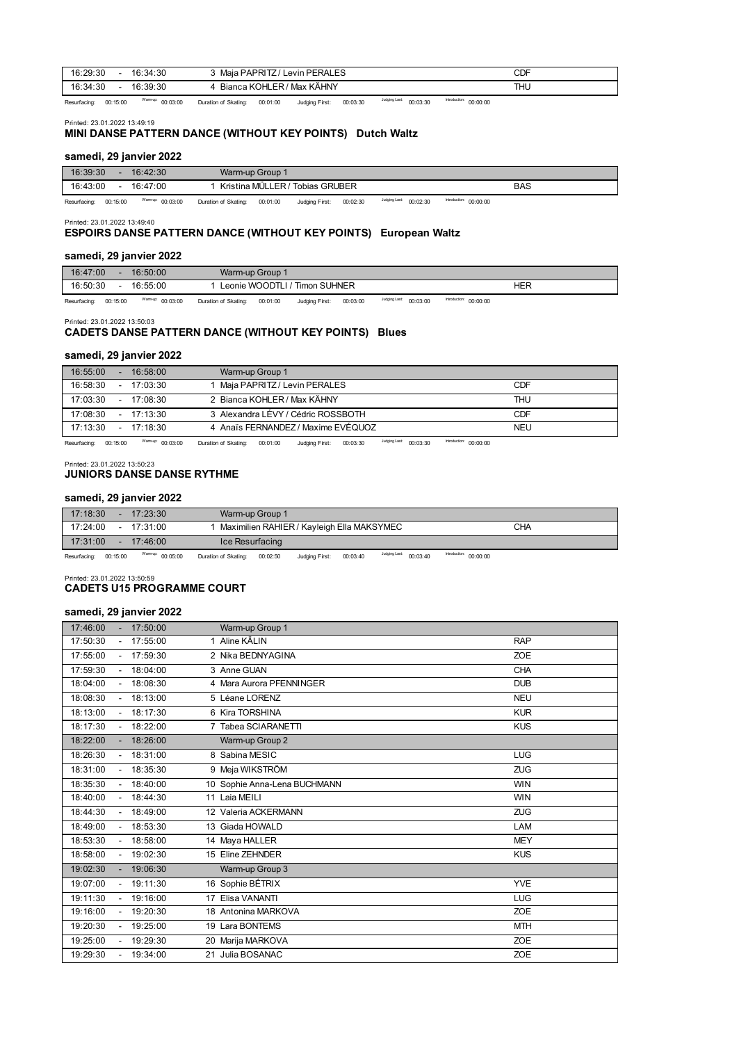| | | |
|---|---|---|
| 16:29:30 - 16:34:30 | 3 Maja PAPRITZ / Levin PERALES | CDF |
| 16:34:30 - 16:39:30 | 4 Bianca KOHLER / Max KÄHNY | THU |

Resurfacing: 00:15:00 Warm-up: 00:03:00 Duration of Skating: 00:01:00 Judging First: 00:03:30 Judging Last: 00:03:30 Introduction: 00:00:00

Printed: 23.01.2022 13:49:19

## MINI DANSE PATTERN DANCE (WITHOUT KEY POINTS) Dutch Waltz

### samedi, 29 janvier 2022

| | | |
|---|---|---|
| 16:39:30 - 16:42:30 | Warm-up Group 1 | |
| 16:43:00 - 16:47:00 | 1 Kristina MÜLLER / Tobias GRUBER | BAS |

Resurfacing: 00:15:00 Warm-up: 00:03:00 Duration of Skating: 00:01:00 Judging First: 00:02:30 Judging Last: 00:02:30 Introduction: 00:00:00

Printed: 23.01.2022 13:49:40

## ESPOIRS DANSE PATTERN DANCE (WITHOUT KEY POINTS) European Waltz

### samedi, 29 janvier 2022

| | | |
|---|---|---|
| 16:47:00 - 16:50:00 | Warm-up Group 1 | |
| 16:50:30 - 16:55:00 | 1 Leonie WOODTLI / Timon SUHNER | HER |

Resurfacing: 00:15:00 Warm-up: 00:03:00 Duration of Skating: 00:01:00 Judging First: 00:03:00 Judging Last: 00:03:00 Introduction: 00:00:00

Printed: 23.01.2022 13:50:03

## CADETS DANSE PATTERN DANCE (WITHOUT KEY POINTS) Blues

### samedi, 29 janvier 2022

| | | |
|---|---|---|
| 16:55:00 - 16:58:00 | Warm-up Group 1 | |
| 16:58:30 - 17:03:30 | 1 Maja PAPRITZ / Levin PERALES | CDF |
| 17:03:30 - 17:08:30 | 2 Bianca KOHLER / Max KÄHNY | THU |
| 17:08:30 - 17:13:30 | 3 Alexandra LÉVY / Cédric ROSSBOTH | CDF |
| 17:13:30 - 17:18:30 | 4 Anaïs FERNANDEZ / Maxime EVÉQUOZ | NEU |

Resurfacing: 00:15:00 Warm-up: 00:03:00 Duration of Skating: 00:01:00 Judging First: 00:03:30 Judging Last: 00:03:30 Introduction: 00:00:00

Printed: 23.01.2022 13:50:23

## JUNIORS DANSE DANSE RYTHME

### samedi, 29 janvier 2022

| | | |
|---|---|---|
| 17:18:30 - 17:23:30 | Warm-up Group 1 | |
| 17:24:00 - 17:31:00 | 1 Maximilien RAHIER / Kayleigh Ella MAKSYMEC | CHA |
| 17:31:00 - 17:46:00 | Ice Resurfacing | |

Resurfacing: 00:15:00 Warm-up: 00:05:00 Duration of Skating: 00:02:50 Judging First: 00:03:40 Judging Last: 00:03:40 Introduction: 00:00:00

Printed: 23.01.2022 13:50:59

## CADETS U15 PROGRAMME COURT

### samedi, 29 janvier 2022

| | | |
|---|---|---|
| 17:46:00 - 17:50:00 | Warm-up Group 1 | |
| 17:50:30 - 17:55:00 | 1 Aline KÄLIN | RAP |
| 17:55:00 - 17:59:30 | 2 Nika BEDNYAGINA | ZOE |
| 17:59:30 - 18:04:00 | 3 Anne GUAN | CHA |
| 18:04:00 - 18:08:30 | 4 Mara Aurora PFENNINGER | DUB |
| 18:08:30 - 18:13:00 | 5 Léane LORENZ | NEU |
| 18:13:00 - 18:17:30 | 6 Kira TORSHINA | KUR |
| 18:17:30 - 18:22:00 | 7 Tabea SCIARANETTI | KUS |
| 18:22:00 - 18:26:00 | Warm-up Group 2 | |
| 18:26:30 - 18:31:00 | 8 Sabina MESIC | LUG |
| 18:31:00 - 18:35:30 | 9 Meja WIKSTRÖM | ZUG |
| 18:35:30 - 18:40:00 | 10 Sophie Anna-Lena BUCHMANN | WIN |
| 18:40:00 - 18:44:30 | 11 Laia MEILI | WIN |
| 18:44:30 - 18:49:00 | 12 Valeria ACKERMANN | ZUG |
| 18:49:00 - 18:53:30 | 13 Giada HOWALD | LAM |
| 18:53:30 - 18:58:00 | 14 Maya HALLER | MEY |
| 18:58:00 - 19:02:30 | 15 Eline ZEHNDER | KUS |
| 19:02:30 - 19:06:30 | Warm-up Group 3 | |
| 19:07:00 - 19:11:30 | 16 Sophie BÉTRIX | YVE |
| 19:11:30 - 19:16:00 | 17 Elisa VANANTI | LUG |
| 19:16:00 - 19:20:30 | 18 Antonina MARKOVA | ZOE |
| 19:20:30 - 19:25:00 | 19 Lara BONTEMS | MTH |
| 19:25:00 - 19:29:30 | 20 Marija MARKOVA | ZOE |
| 19:29:30 - 19:34:00 | 21 Julia BOSANAC | ZOE |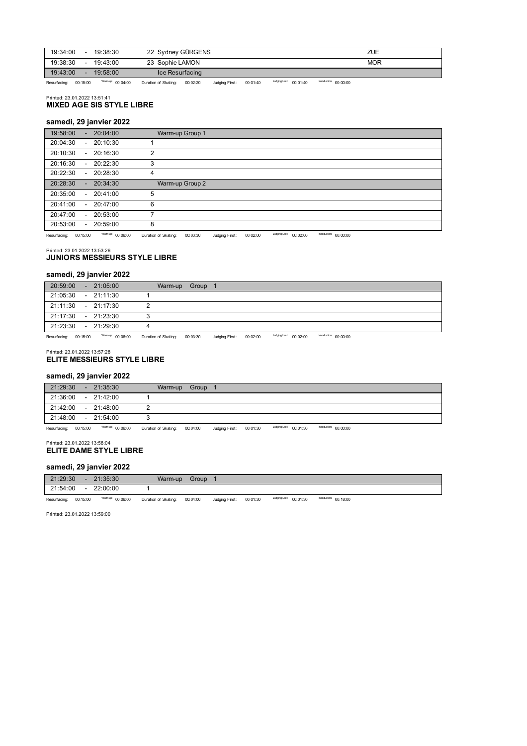| | | | | |
|---|---|---|---|---|
| 19:34:00 | - | 19:38:30 | 22 Sydney GÜRGENS | ZUE |
| 19:38:30 | - | 19:43:00 | 23 Sophie LAMON | MOR |
| 19:43:00 | - | 19:58:00 | Ice Resurfacing | |

Resurfacing: 00:15:00 Warm-up 00:04:00 Duration of Skating: 00:02:20 Judging First: 00:01:40 Judging Last: 00:01:40 Introduction: 00:00:00

Printed: 23.01.2022 13:51:41

## MIXED AGE SIS STYLE LIBRE

### samedi, 29 janvier 2022

| | | | |
|---|---|---|---|
| 19:58:00 | - | 20:04:00 | Warm-up Group 1 |
| 20:04:30 | - | 20:10:30 | 1 |
| 20:10:30 | - | 20:16:30 | 2 |
| 20:16:30 | - | 20:22:30 | 3 |
| 20:22:30 | - | 20:28:30 | 4 |
| 20:28:30 | - | 20:34:30 | Warm-up Group 2 |
| 20:35:00 | - | 20:41:00 | 5 |
| 20:41:00 | - | 20:47:00 | 6 |
| 20:47:00 | - | 20:53:00 | 7 |
| 20:53:00 | - | 20:59:00 | 8 |

Resurfacing: 00:15:00 Warm-up 00:06:00 Duration of Skating: 00:03:30 Judging First: 00:02:00 Judging Last: 00:02:00 Introduction: 00:00:00

Printed: 23.01.2022 13:53:26

## JUNIORS MESSIEURS STYLE LIBRE

### samedi, 29 janvier 2022

| | | | |
|---|---|---|---|
| 20:59:00 | - | 21:05:00 | Warm-up Group 1 |
| 21:05:30 | - | 21:11:30 | 1 |
| 21:11:30 | - | 21:17:30 | 2 |
| 21:17:30 | - | 21:23:30 | 3 |
| 21:23:30 | - | 21:29:30 | 4 |

Resurfacing: 00:15:00 Warm-up 00:06:00 Duration of Skating: 00:03:30 Judging First: 00:02:00 Judging Last: 00:02:00 Introduction: 00:00:00

Printed: 23.01.2022 13:57:28

## ELITE MESSIEURS STYLE LIBRE

### samedi, 29 janvier 2022

| | | | |
|---|---|---|---|
| 21:29:30 | - | 21:35:30 | Warm-up Group 1 |
| 21:36:00 | - | 21:42:00 | 1 |
| 21:42:00 | - | 21:48:00 | 2 |
| 21:48:00 | - | 21:54:00 | 3 |

Resurfacing: 00:15:00 Warm-up 00:06:00 Duration of Skating: 00:04:00 Judging First: 00:01:30 Judging Last: 00:01:30 Introduction: 00:00:00

Printed: 23.01.2022 13:58:04

## ELITE DAME STYLE LIBRE

### samedi, 29 janvier 2022

| | | | |
|---|---|---|---|
| 21:29:30 | - | 21:35:30 | Warm-up Group 1 |
| 21:54:00 | - | 22:00:00 | 1 |

Resurfacing: 00:15:00 Warm-up 00:06:00 Duration of Skating: 00:04:00 Judging First: 00:01:30 Judging Last: 00:01:30 Introduction: 00:18:00

Printed: 23.01.2022 13:59:00